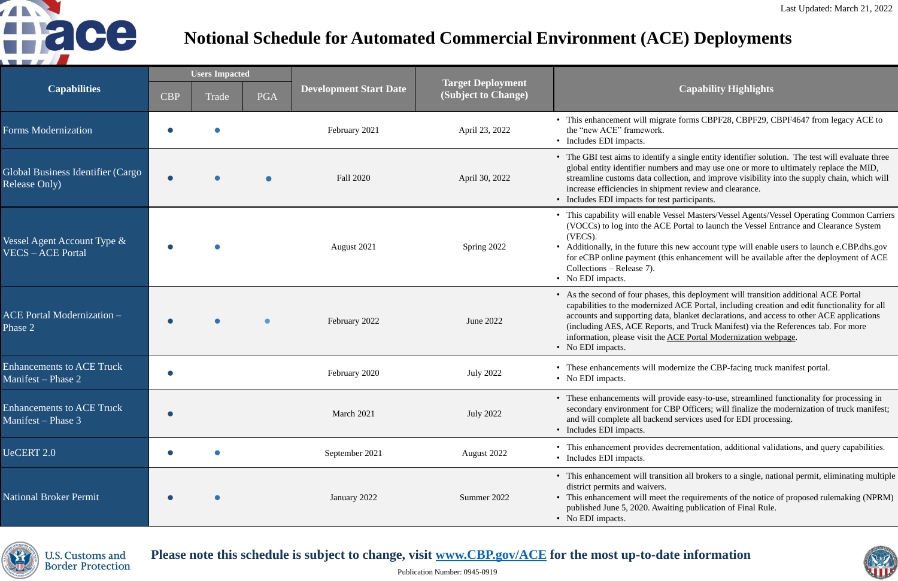Last Updated: March 21, 2022

# Notional Schedule for Automated Commercial Environment (ACE) Deployments

| Capabilities | Users Impacted | | | Development Start Date | Target Deployment (Subject to Change) | Capability Highlights |
|---|---|---|---|---|---|---|
| | CBP | Trade | PGA | | | |
| Forms Modernization | ● | ● | | February 2021 | April 23, 2022 | • This enhancement will migrate forms CBPF28, CBPF29, CBPF4647 from legacy ACE to the "new ACE" framework.<br>• Includes EDI impacts. |
| Global Business Identifier (Cargo Release Only) | ● | ● | ● | Fall 2020 | April 30, 2022 | • The GBI test aims to identify a single entity identifier solution. The test will evaluate three global entity identifier numbers and may use one or more to ultimately replace the MID, streamline customs data collection, and improve visibility into the supply chain, which will increase efficiencies in shipment review and clearance.<br>• Includes EDI impacts for test participants. |
| Vessel Agent Account Type & VECS – ACE Portal | ● | ● | | August 2021 | Spring 2022 | • This capability will enable Vessel Masters/Vessel Agents/Vessel Operating Common Carriers (VOCCs) to log into the ACE Portal to launch the Vessel Entrance and Clearance System (VECS).<br>• Additionally, in the future this new account type will enable users to launch e.CBP.dhs.gov for eCBP online payment (this enhancement will be available after the deployment of ACE Collections – Release 7).<br>• No EDI impacts. |
| ACE Portal Modernization – Phase 2 | ● | ● | ● | February 2022 | June 2022 | • As the second of four phases, this deployment will transition additional ACE Portal capabilities to the modernized ACE Portal, including creation and edit functionality for all accounts and supporting data, blanket declarations, and access to other ACE applications (including AES, ACE Reports, and Truck Manifest) via the References tab. For more information, please visit the ACE Portal Modernization webpage.<br>• No EDI impacts. |
| Enhancements to ACE Truck Manifest – Phase 2 | ● | | | February 2020 | July 2022 | • These enhancements will modernize the CBP-facing truck manifest portal.<br>• No EDI impacts. |
| Enhancements to ACE Truck Manifest – Phase 3 | ● | | | March 2021 | July 2022 | • These enhancements will provide easy-to-use, streamlined functionality for processing in secondary environment for CBP Officers; will finalize the modernization of truck manifest; and will complete all backend services used for EDI processing.<br>• Includes EDI impacts. |
| UeCERT 2.0 | ● | ● | | September 2021 | August 2022 | • This enhancement provides decrementation, additional validations, and query capabilities.<br>• Includes EDI impacts. |
| National Broker Permit | ● | ● | | January 2022 | Summer 2022 | • This enhancement will transition all brokers to a single, national permit, eliminating multiple district permits and waivers.<br>• This enhancement will meet the requirements of the notice of proposed rulemaking (NPRM) published June 5, 2020. Awaiting publication of Final Rule.<br>• No EDI impacts. |

U.S. Customs and Border Protection

**Please note this schedule is subject to change, visit www.CBP.gov/ACE for the most up-to-date information**

Publication Number: 0945-0919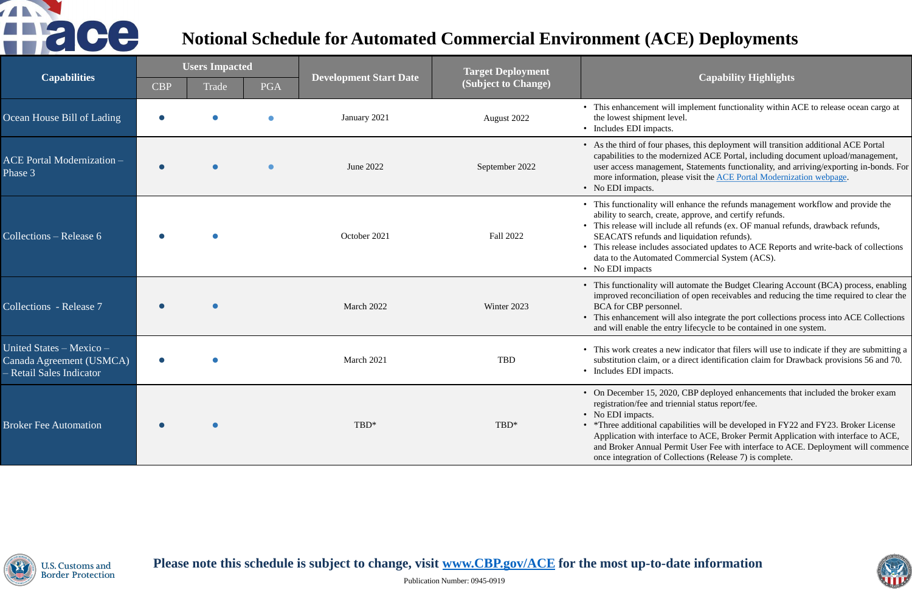# Notional Schedule for Automated Commercial Environment (ACE) Deployments

| Capabilities | Users Impacted | | | Development Start Date | Target Deployment (Subject to Change) | Capability Highlights |
|---|---|---|---|---|---|---|
| | CBP | Trade | PGA | | | |
| Ocean House Bill of Lading | ● | ● | ● | January 2021 | August 2022 | • This enhancement will implement functionality within ACE to release ocean cargo at the lowest shipment level.<br>• Includes EDI impacts. |
| ACE Portal Modernization – Phase 3 | ● | ● | ● | June 2022 | September 2022 | • As the third of four phases, this deployment will transition additional ACE Portal capabilities to the modernized ACE Portal, including document upload/management, user access management, Statements functionality, and arriving/exporting in-bonds. For more information, please visit the ACE Portal Modernization webpage.<br>• No EDI impacts. |
| Collections – Release 6 | ● | ● | | October 2021 | Fall 2022 | • This functionality will enhance the refunds management workflow and provide the ability to search, create, approve, and certify refunds.<br>• This release will include all refunds (ex. OF manual refunds, drawback refunds, SEACATS refunds and liquidation refunds).<br>• This release includes associated updates to ACE Reports and write-back of collections data to the Automated Commercial System (ACS).<br>• No EDI impacts |
| Collections - Release 7 | ● | ● | | March 2022 | Winter 2023 | • This functionality will automate the Budget Clearing Account (BCA) process, enabling improved reconciliation of open receivables and reducing the time required to clear the BCA for CBP personnel.<br>• This enhancement will also integrate the port collections process into ACE Collections and will enable the entry lifecycle to be contained in one system. |
| United States – Mexico – Canada Agreement (USMCA) – Retail Sales Indicator | ● | ● | | March 2021 | TBD | • This work creates a new indicator that filers will use to indicate if they are submitting a substitution claim, or a direct identification claim for Drawback provisions 56 and 70.<br>• Includes EDI impacts. |
| Broker Fee Automation | ● | ● | | TBD* | TBD* | • On December 15, 2020, CBP deployed enhancements that included the broker exam registration/fee and triennial status report/fee.<br>• No EDI impacts.<br>• *Three additional capabilities will be developed in FY22 and FY23. Broker License Application with interface to ACE, Broker Permit Application with interface to ACE, and Broker Annual Permit User Fee with interface to ACE. Deployment will commence once integration of Collections (Release 7) is complete. |

U.S. Customs and Border Protection

**Please note this schedule is subject to change, visit www.CBP.gov/ACE for the most up-to-date information**

Publication Number: 0945-0919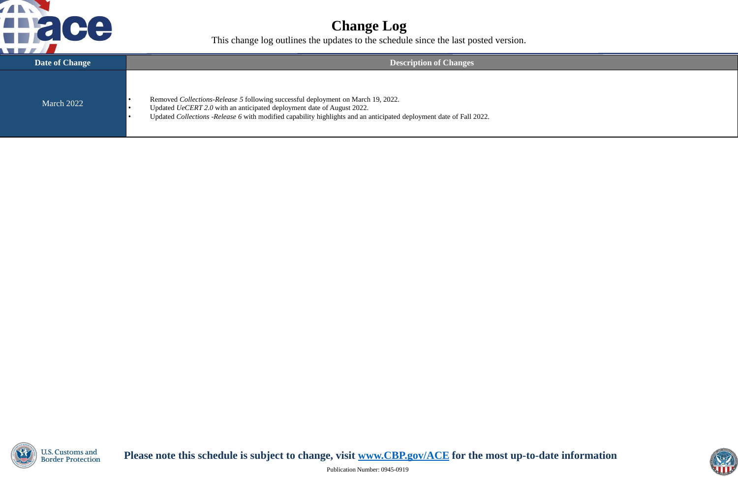# Change Log

This change log outlines the updates to the schedule since the last posted version.

| Date of Change | Description of Changes |
| --- | --- |
| March 2022 | • Removed *Collections-Release 5* following successful deployment on March 19, 2022.<br>• Updated *UeCERT 2.0* with an anticipated deployment date of August 2022.<br>• Updated *Collections -Release 6* with modified capability highlights and an anticipated deployment date of Fall 2022. |

**Please note this schedule is subject to change, visit [www.CBP.gov/ACE](http://www.CBP.gov/ACE) for the most up-to-date information**

Publication Number: 0945-0919